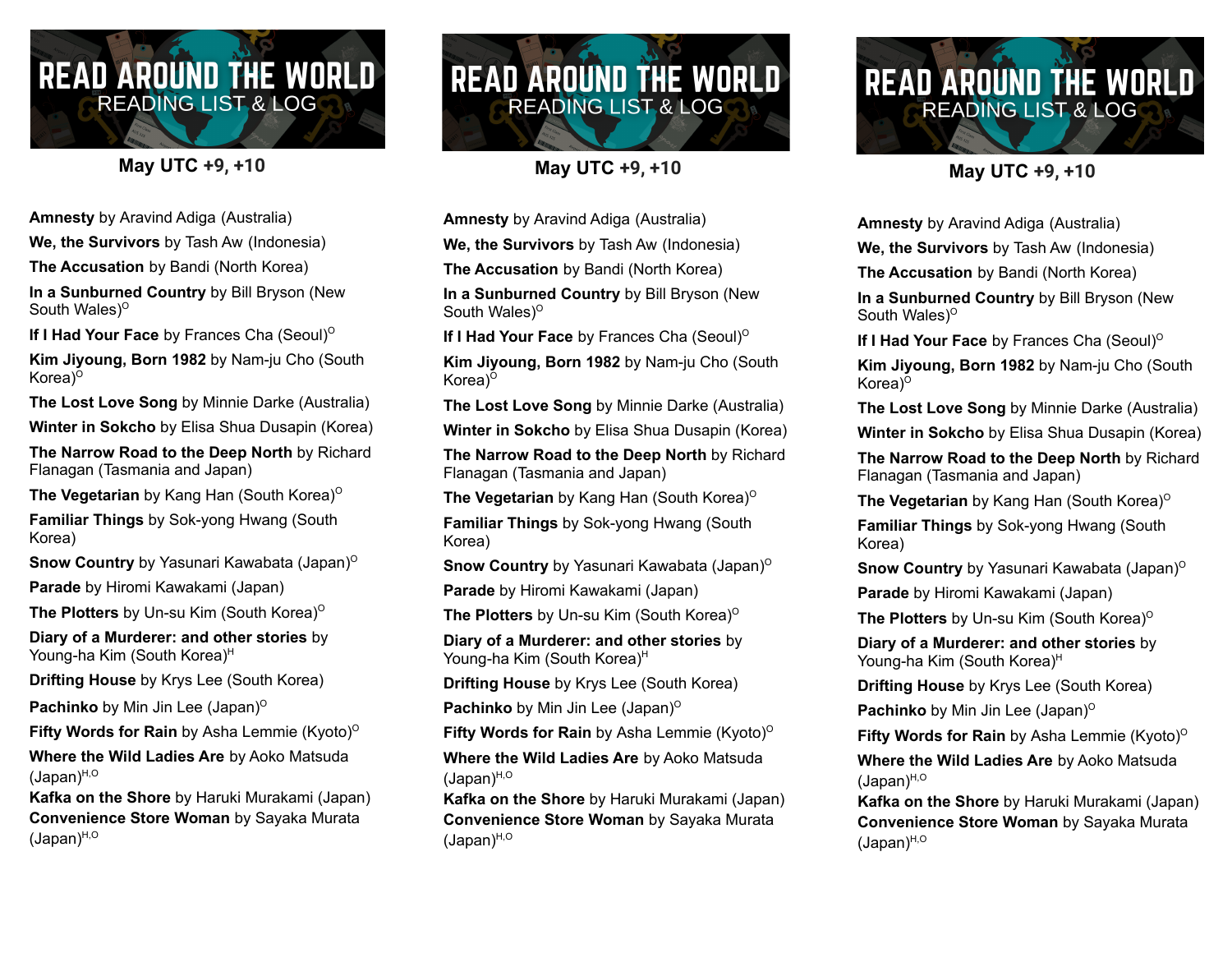# READ AROUND THE WORLD
## READING LIST & LOG

**May UTC +9, +10**

**Amnesty** by Aravind Adiga (Australia)

**We, the Survivors** by Tash Aw (Indonesia)

**The Accusation** by Bandi (North Korea)

**In a Sunburned Country** by Bill Bryson (New South Wales)[O]

**If I Had Your Face** by Frances Cha (Seoul)[O]

**Kim Jiyoung, Born 1982** by Nam-ju Cho (South Korea)[O]

**The Lost Love Song** by Minnie Darke (Australia)

**Winter in Sokcho** by Elisa Shua Dusapin (Korea)

**The Narrow Road to the Deep North** by Richard Flanagan (Tasmania and Japan)

**The Vegetarian** by Kang Han (South Korea)[O]

**Familiar Things** by Sok-yong Hwang (South Korea)

**Snow Country** by Yasunari Kawabata (Japan)[O]

**Parade** by Hiromi Kawakami (Japan)

**The Plotters** by Un-su Kim (South Korea)[O]

**Diary of a Murderer: and other stories** by Young-ha Kim (South Korea)[H]

**Drifting House** by Krys Lee (South Korea)

**Pachinko** by Min Jin Lee (Japan)[O]

**Fifty Words for Rain** by Asha Lemmie (Kyoto)[O]

**Where the Wild Ladies Are** by Aoko Matsuda (Japan)[H,O]

**Kafka on the Shore** by Haruki Murakami (Japan)

**Convenience Store Woman** by Sayaka Murata (Japan)[H,O]

---

# READ AROUND THE WORLD
## READING LIST & LOG

**May UTC +9, +10**

**Amnesty** by Aravind Adiga (Australia)

**We, the Survivors** by Tash Aw (Indonesia)

**The Accusation** by Bandi (North Korea)

**In a Sunburned Country** by Bill Bryson (New South Wales)[O]

**If I Had Your Face** by Frances Cha (Seoul)[O]

**Kim Jiyoung, Born 1982** by Nam-ju Cho (South Korea)[O]

**The Lost Love Song** by Minnie Darke (Australia)

**Winter in Sokcho** by Elisa Shua Dusapin (Korea)

**The Narrow Road to the Deep North** by Richard Flanagan (Tasmania and Japan)

**The Vegetarian** by Kang Han (South Korea)[O]

**Familiar Things** by Sok-yong Hwang (South Korea)

**Snow Country** by Yasunari Kawabata (Japan)[O]

**Parade** by Hiromi Kawakami (Japan)

**The Plotters** by Un-su Kim (South Korea)[O]

**Diary of a Murderer: and other stories** by Young-ha Kim (South Korea)[H]

**Drifting House** by Krys Lee (South Korea)

**Pachinko** by Min Jin Lee (Japan)[O]

**Fifty Words for Rain** by Asha Lemmie (Kyoto)[O]

**Where the Wild Ladies Are** by Aoko Matsuda (Japan)[H,O]

**Kafka on the Shore** by Haruki Murakami (Japan)

**Convenience Store Woman** by Sayaka Murata (Japan)[H,O]

---

# READ AROUND THE WORLD
## READING LIST & LOG

**May UTC +9, +10**

**Amnesty** by Aravind Adiga (Australia)

**We, the Survivors** by Tash Aw (Indonesia)

**The Accusation** by Bandi (North Korea)

**In a Sunburned Country** by Bill Bryson (New South Wales)[O]

**If I Had Your Face** by Frances Cha (Seoul)[O]

**Kim Jiyoung, Born 1982** by Nam-ju Cho (South Korea)[O]

**The Lost Love Song** by Minnie Darke (Australia)

**Winter in Sokcho** by Elisa Shua Dusapin (Korea)

**The Narrow Road to the Deep North** by Richard Flanagan (Tasmania and Japan)

**The Vegetarian** by Kang Han (South Korea)[O]

**Familiar Things** by Sok-yong Hwang (South Korea)

**Snow Country** by Yasunari Kawabata (Japan)[O]

**Parade** by Hiromi Kawakami (Japan)

**The Plotters** by Un-su Kim (South Korea)[O]

**Diary of a Murderer: and other stories** by Young-ha Kim (South Korea)[H]

**Drifting House** by Krys Lee (South Korea)

**Pachinko** by Min Jin Lee (Japan)[O]

**Fifty Words for Rain** by Asha Lemmie (Kyoto)[O]

**Where the Wild Ladies Are** by Aoko Matsuda (Japan)[H,O]

**Kafka on the Shore** by Haruki Murakami (Japan)

**Convenience Store Woman** by Sayaka Murata (Japan)[H,O]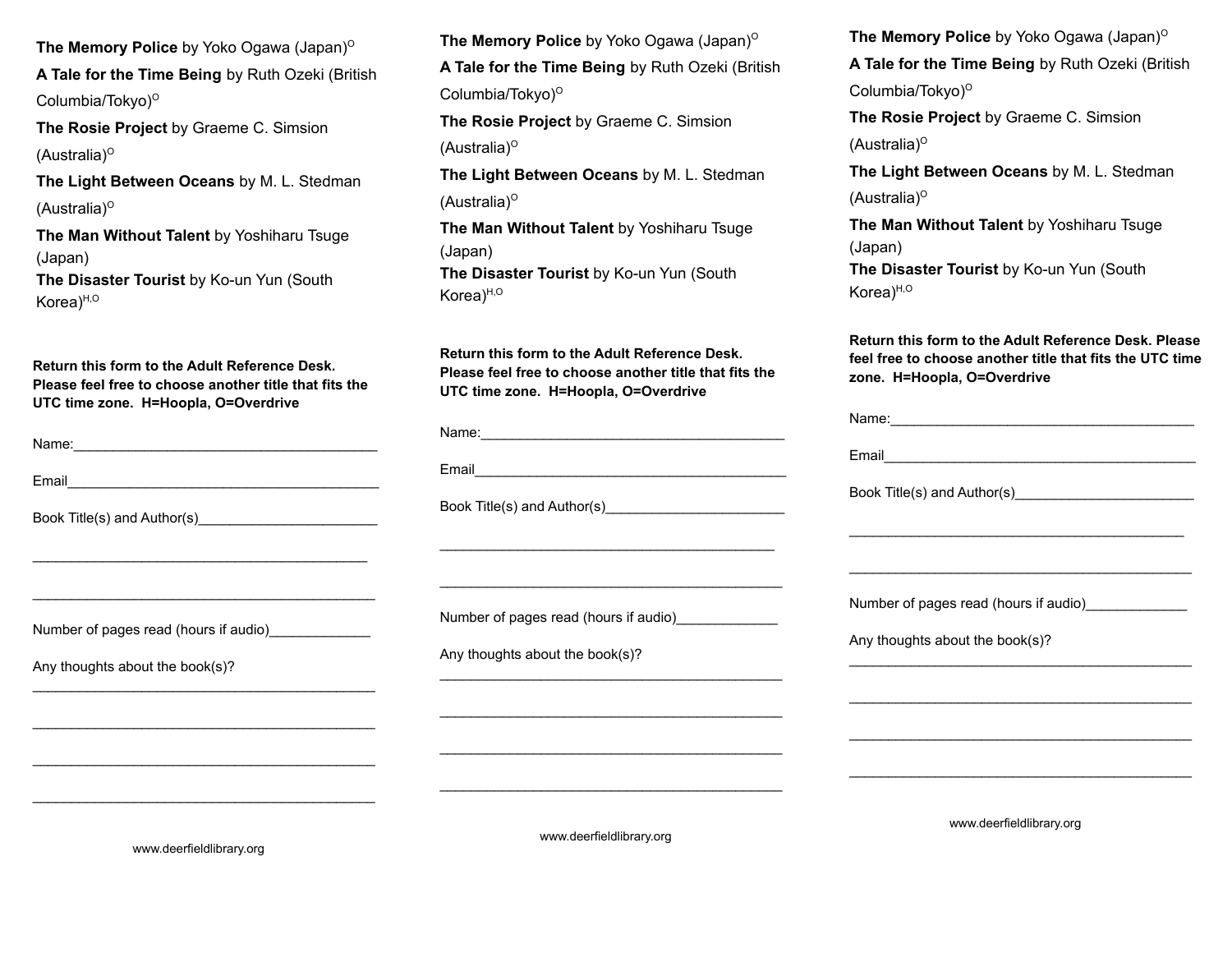**The Memory Police** by Yoko Ogawa (Japan)[O]

**A Tale for the Time Being** by Ruth Ozeki (British Columbia/Tokyo)[O]

**The Rosie Project** by Graeme C. Simsion (Australia)[O]

**The Light Between Oceans** by M. L. Stedman (Australia)[O]

**The Man Without Talent** by Yoshiharu Tsuge (Japan)

**The Disaster Tourist** by Ko-un Yun (South Korea)[H,O]

**Return this form to the Adult Reference Desk. Please feel free to choose another title that fits the UTC time zone. H=Hoopla, O=Overdrive**

Name:________________________________________

Email__________________________________________

Book Title(s) and Author(s)________________________

____________________________________________

____________________________________________

Number of pages read (hours if audio)_____________

Any thoughts about the book(s)?

____________________________________________

____________________________________________

____________________________________________

____________________________________________

www.deerfieldlibrary.org

**The Memory Police** by Yoko Ogawa (Japan)[O]

**A Tale for the Time Being** by Ruth Ozeki (British Columbia/Tokyo)[O]

**The Rosie Project** by Graeme C. Simsion (Australia)[O]

**The Light Between Oceans** by M. L. Stedman (Australia)[O]

**The Man Without Talent** by Yoshiharu Tsuge (Japan)

**The Disaster Tourist** by Ko-un Yun (South Korea)[H,O]

**Return this form to the Adult Reference Desk. Please feel free to choose another title that fits the UTC time zone. H=Hoopla, O=Overdrive**

Name:________________________________________

Email__________________________________________

Book Title(s) and Author(s)________________________

____________________________________________

____________________________________________

Number of pages read (hours if audio)_____________

Any thoughts about the book(s)?

____________________________________________

____________________________________________

____________________________________________

____________________________________________

www.deerfieldlibrary.org

**The Memory Police** by Yoko Ogawa (Japan)[O]

**A Tale for the Time Being** by Ruth Ozeki (British Columbia/Tokyo)[O]

**The Rosie Project** by Graeme C. Simsion (Australia)[O]

**The Light Between Oceans** by M. L. Stedman (Australia)[O]

**The Man Without Talent** by Yoshiharu Tsuge (Japan)

**The Disaster Tourist** by Ko-un Yun (South Korea)[H,O]

**Return this form to the Adult Reference Desk. Please feel free to choose another title that fits the UTC time zone. H=Hoopla, O=Overdrive**

Name:________________________________________

Email__________________________________________

Book Title(s) and Author(s)________________________

____________________________________________

____________________________________________

Number of pages read (hours if audio)_____________

Any thoughts about the book(s)?

____________________________________________

____________________________________________

____________________________________________

____________________________________________

www.deerfieldlibrary.org